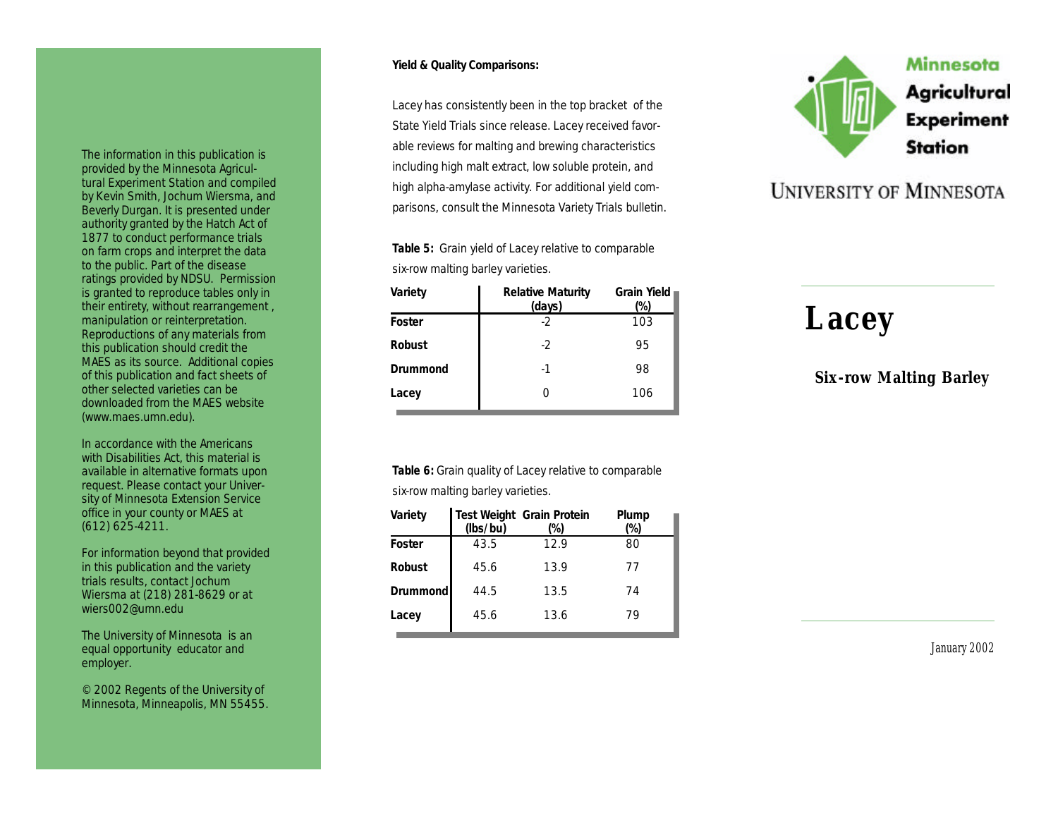The information in this publication is provided by the Minnesota Agricultural Experiment Station and compiled by Kevin Smith, Jochum Wiersma, and Beverly Durgan. It is presented under authority granted by the Hatch Act of 1877 to conduct performance trials on farm crops and interpret the data to the public. Part of the disease ratings provided by NDSU. Permission is granted to reproduce tables only in their entirety, without rearrangement , manipulation or reinterpretation. Reproductions of any materials from this publication should credit the MAES as its source. Additional copies of this publication and fact sheets of other selected varieties can be downloaded from the MAES website (www.maes.umn.edu).

In accordance with the Americans with Disabilities Act, this material is available in alternative formats upon request. Please contact your University of Minnesota Extension Service office in your county or MAES at (612) 625-4211.

For information beyond that provided in this publication and the variety trials results, contact Jochum Wiersma at (218) 281-8629 or at wiers002@umn.edu

The University of Minnesota is an equal opportunity educator and employer.

© 2002 Regents of the University of Minnesota, Minneapolis, MN 55455.

**Yield & Quality Comparisons:**

Lacey has consistently been in the top bracket of the State Yield Trials since release. Lacey received favorable reviews for malting and brewing characteristics including high malt extract, low soluble protein, and high alpha-amylase activity. For additional yield comparisons, consult the Minnesota Variety Trials bulletin.

**Table 5:** Grain yield of Lacey relative to comparable six-row malting barley varieties.

| Variety | Relative Maturity (days) | Grain Yield (%) |
|---|---|---|
| Foster | -2 | 103 |
| Robust | -2 | 95 |
| Drummond | -1 | 98 |
| Lacey | 0 | 106 |

**Table 6:** Grain quality of Lacey relative to comparable six-row malting barley varieties.

| Variety | Test Weight (lbs/bu) | Grain Protein (%) | Plump (%) |
|---|---|---|---|
| Foster | 43.5 | 12.9 | 80 |
| Robust | 45.6 | 13.9 | 77 |
| Drummond | 44.5 | 13.5 | 74 |
| Lacey | 45.6 | 13.6 | 79 |

Minnesota Agricultural Experiment Station

UNIVERSITY OF MINNESOTA

# Lacey

**Six-row Malting Barley**

*January 2002*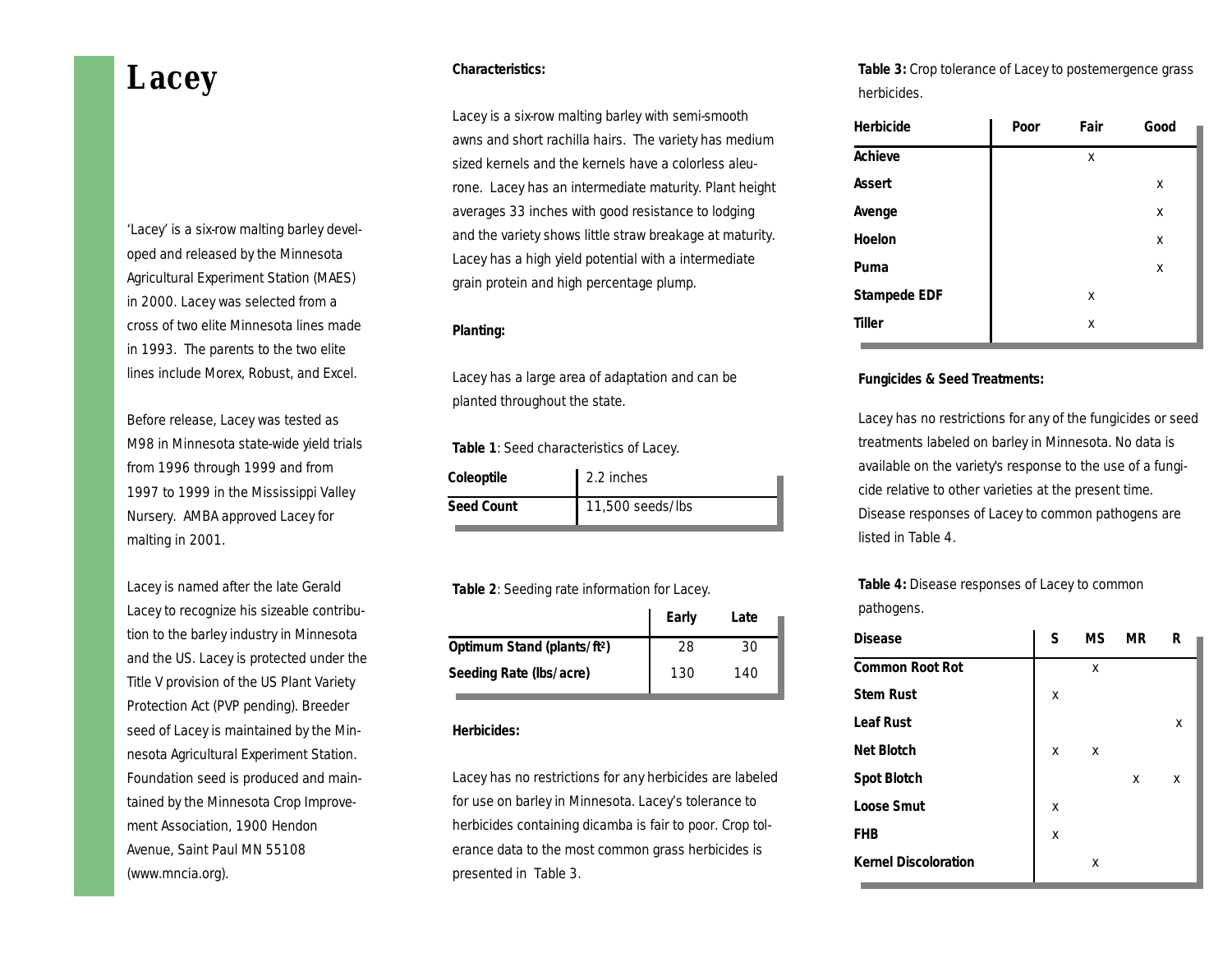# Lacey

'Lacey' is a six-row malting barley developed and released by the Minnesota Agricultural Experiment Station (MAES) in 2000. Lacey was selected from a cross of two elite Minnesota lines made in 1993. The parents to the two elite lines include Morex, Robust, and Excel.

Before release, Lacey was tested as M98 in Minnesota state-wide yield trials from 1996 through 1999 and from 1997 to 1999 in the Mississippi Valley Nursery. AMBA approved Lacey for malting in 2001.

Lacey is named after the late Gerald Lacey to recognize his sizeable contribution to the barley industry in Minnesota and the US. Lacey is protected under the Title V provision of the US Plant Variety Protection Act (PVP pending). Breeder seed of Lacey is maintained by the Minnesota Agricultural Experiment Station. Foundation seed is produced and maintained by the Minnesota Crop Improvement Association, 1900 Hendon Avenue, Saint Paul MN 55108 (www.mncia.org).

**Characteristics:**

Lacey is a six-row malting barley with semi-smooth awns and short rachilla hairs. The variety has medium sized kernels and the kernels have a colorless aleurone. Lacey has an intermediate maturity. Plant height averages 33 inches with good resistance to lodging and the variety shows little straw breakage at maturity. Lacey has a high yield potential with a intermediate grain protein and high percentage plump.

**Planting:**

Lacey has a large area of adaptation and can be planted throughout the state.

**Table 1**: Seed characteristics of Lacey.

| | |
|---|---|
| **Coleoptile** | 2.2 inches |
| **Seed Count** | 11,500 seeds/lbs |

**Table 2**: Seeding rate information for Lacey.

| | Early | Late |
|---|---|---|
| **Optimum Stand (plants/ft²)** | 28 | 30 |
| **Seeding Rate (lbs/acre)** | 130 | 140 |

**Herbicides:**

Lacey has no restrictions for any herbicides are labeled for use on barley in Minnesota. Lacey's tolerance to herbicides containing dicamba is fair to poor. Crop tolerance data to the most common grass herbicides is presented in Table 3.

**Table 3:** Crop tolerance of Lacey to postemergence grass herbicides.

| Herbicide | Poor | Fair | Good |
|---|---|---|---|
| **Achieve** | | x | |
| **Assert** | | | x |
| **Avenge** | | | x |
| **Hoelon** | | | x |
| **Puma** | | | x |
| **Stampede EDF** | | x | |
| **Tiller** | | x | |

**Fungicides & Seed Treatments:**

Lacey has no restrictions for any of the fungicides or seed treatments labeled on barley in Minnesota. No data is available on the variety's response to the use of a fungicide relative to other varieties at the present time. Disease responses of Lacey to common pathogens are listed in Table 4.

**Table 4:** Disease responses of Lacey to common pathogens.

| Disease | S | MS | MR | R |
|---|---|---|---|---|
| **Common Root Rot** | | x | | |
| **Stem Rust** | x | | | |
| **Leaf Rust** | | | | x |
| **Net Blotch** | x | x | | |
| **Spot Blotch** | | | x | x |
| **Loose Smut** | x | | | |
| **FHB** | x | | | |
| **Kernel Discoloration** | | x | | |